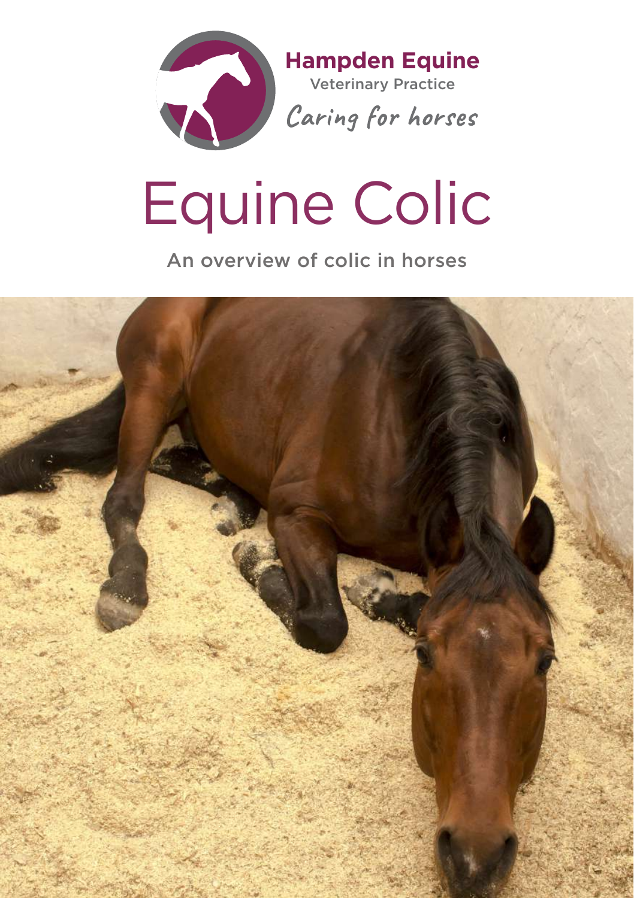**Hampden Equine**
Veterinary Practice
*Caring for horses*

# Equine Colic

An overview of colic in horses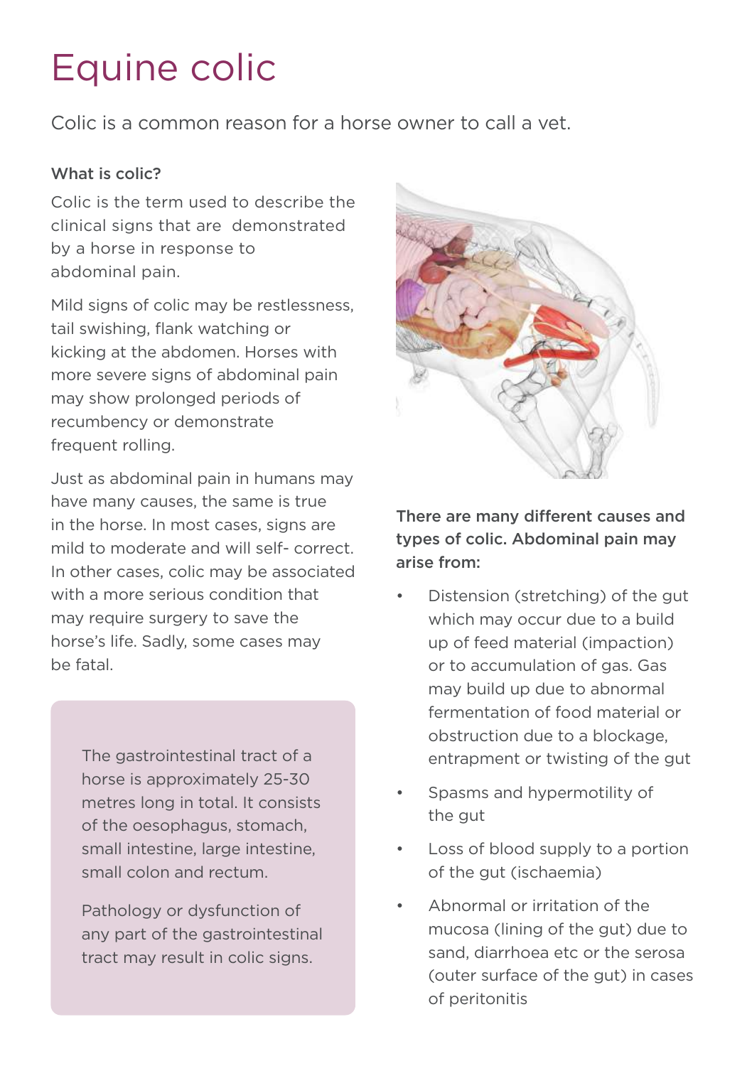# Equine colic

Colic is a common reason for a horse owner to call a vet.

### What is colic?

Colic is the term used to describe the clinical signs that are demonstrated by a horse in response to abdominal pain.

Mild signs of colic may be restlessness, tail swishing, flank watching or kicking at the abdomen. Horses with more severe signs of abdominal pain may show prolonged periods of recumbency or demonstrate frequent rolling.

Just as abdominal pain in humans may have many causes, the same is true in the horse. In most cases, signs are mild to moderate and will self- correct. In other cases, colic may be associated with a more serious condition that may require surgery to save the horse's life. Sadly, some cases may be fatal.

> The gastrointestinal tract of a horse is approximately 25-30 metres long in total. It consists of the oesophagus, stomach, small intestine, large intestine, small colon and rectum.
>
> Pathology or dysfunction of any part of the gastrointestinal tract may result in colic signs.

**There are many different causes and types of colic. Abdominal pain may arise from:**

- Distension (stretching) of the gut which may occur due to a build up of feed material (impaction) or to accumulation of gas. Gas may build up due to abnormal fermentation of food material or obstruction due to a blockage, entrapment or twisting of the gut
- Spasms and hypermotility of the gut
- Loss of blood supply to a portion of the gut (ischaemia)
- Abnormal or irritation of the mucosa (lining of the gut) due to sand, diarrhoea etc or the serosa (outer surface of the gut) in cases of peritonitis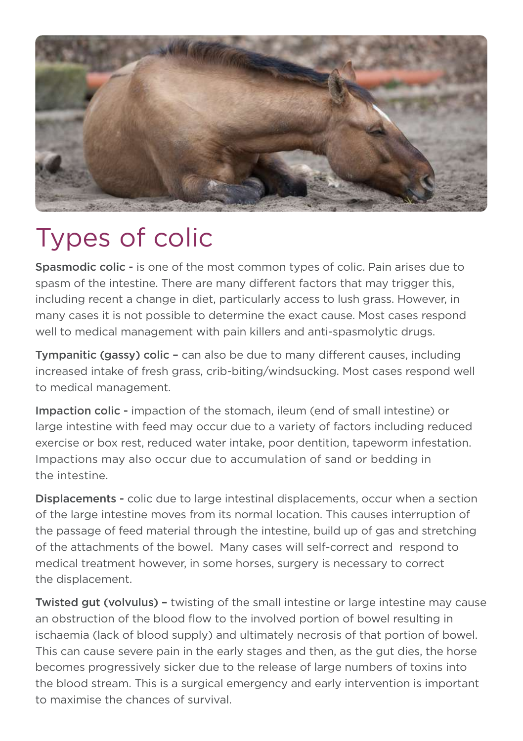# Types of colic

**Spasmodic colic -** is one of the most common types of colic. Pain arises due to spasm of the intestine. There are many different factors that may trigger this, including recent a change in diet, particularly access to lush grass. However, in many cases it is not possible to determine the exact cause. Most cases respond well to medical management with pain killers and anti-spasmolytic drugs.

**Tympanitic (gassy) colic –** can also be due to many different causes, including increased intake of fresh grass, crib-biting/windsucking. Most cases respond well to medical management.

**Impaction colic -** impaction of the stomach, ileum (end of small intestine) or large intestine with feed may occur due to a variety of factors including reduced exercise or box rest, reduced water intake, poor dentition, tapeworm infestation. Impactions may also occur due to accumulation of sand or bedding in the intestine.

**Displacements -** colic due to large intestinal displacements, occur when a section of the large intestine moves from its normal location. This causes interruption of the passage of feed material through the intestine, build up of gas and stretching of the attachments of the bowel. Many cases will self-correct and respond to medical treatment however, in some horses, surgery is necessary to correct the displacement.

**Twisted gut (volvulus) –** twisting of the small intestine or large intestine may cause an obstruction of the blood flow to the involved portion of bowel resulting in ischaemia (lack of blood supply) and ultimately necrosis of that portion of bowel. This can cause severe pain in the early stages and then, as the gut dies, the horse becomes progressively sicker due to the release of large numbers of toxins into the blood stream. This is a surgical emergency and early intervention is important to maximise the chances of survival.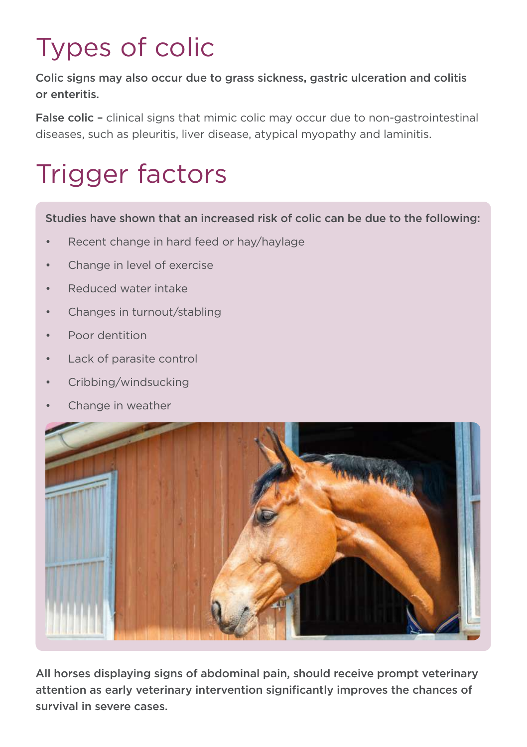# Types of colic

**Colic signs may also occur due to grass sickness, gastric ulceration and colitis or enteritis.**

**False colic –** clinical signs that mimic colic may occur due to non-gastrointestinal diseases, such as pleuritis, liver disease, atypical myopathy and laminitis.

# Trigger factors

**Studies have shown that an increased risk of colic can be due to the following:**

- Recent change in hard feed or hay/haylage
- Change in level of exercise
- Reduced water intake
- Changes in turnout/stabling
- Poor dentition
- Lack of parasite control
- Cribbing/windsucking
- Change in weather

**All horses displaying signs of abdominal pain, should receive prompt veterinary attention as early veterinary intervention significantly improves the chances of survival in severe cases.**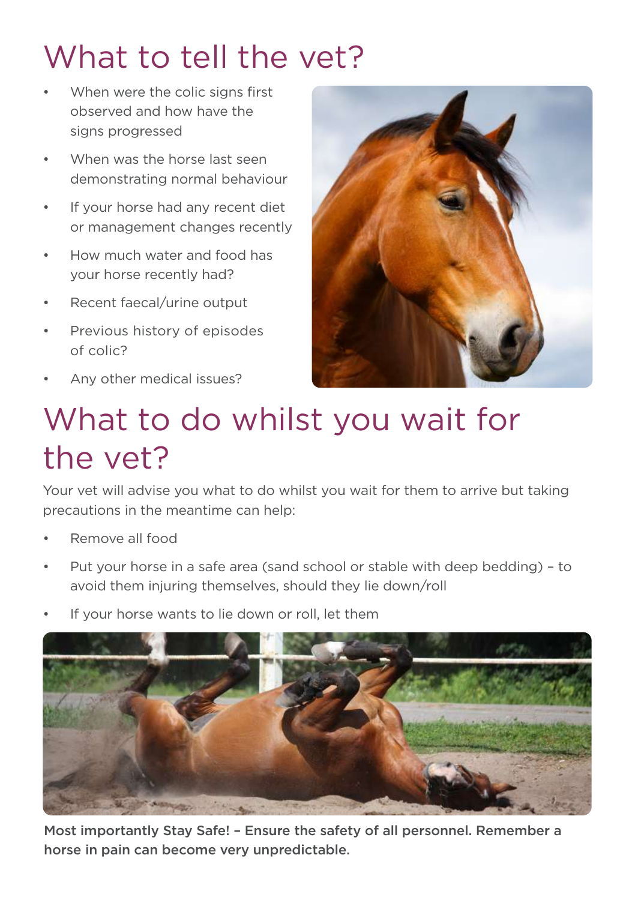# What to tell the vet?

- When were the colic signs first observed and how have the signs progressed
- When was the horse last seen demonstrating normal behaviour
- If your horse had any recent diet or management changes recently
- How much water and food has your horse recently had?
- Recent faecal/urine output
- Previous history of episodes of colic?
- Any other medical issues?

# What to do whilst you wait for the vet?

Your vet will advise you what to do whilst you wait for them to arrive but taking precautions in the meantime can help:

- Remove all food
- Put your horse in a safe area (sand school or stable with deep bedding) – to avoid them injuring themselves, should they lie down/roll
- If your horse wants to lie down or roll, let them

**Most importantly Stay Safe! – Ensure the safety of all personnel. Remember a horse in pain can become very unpredictable.**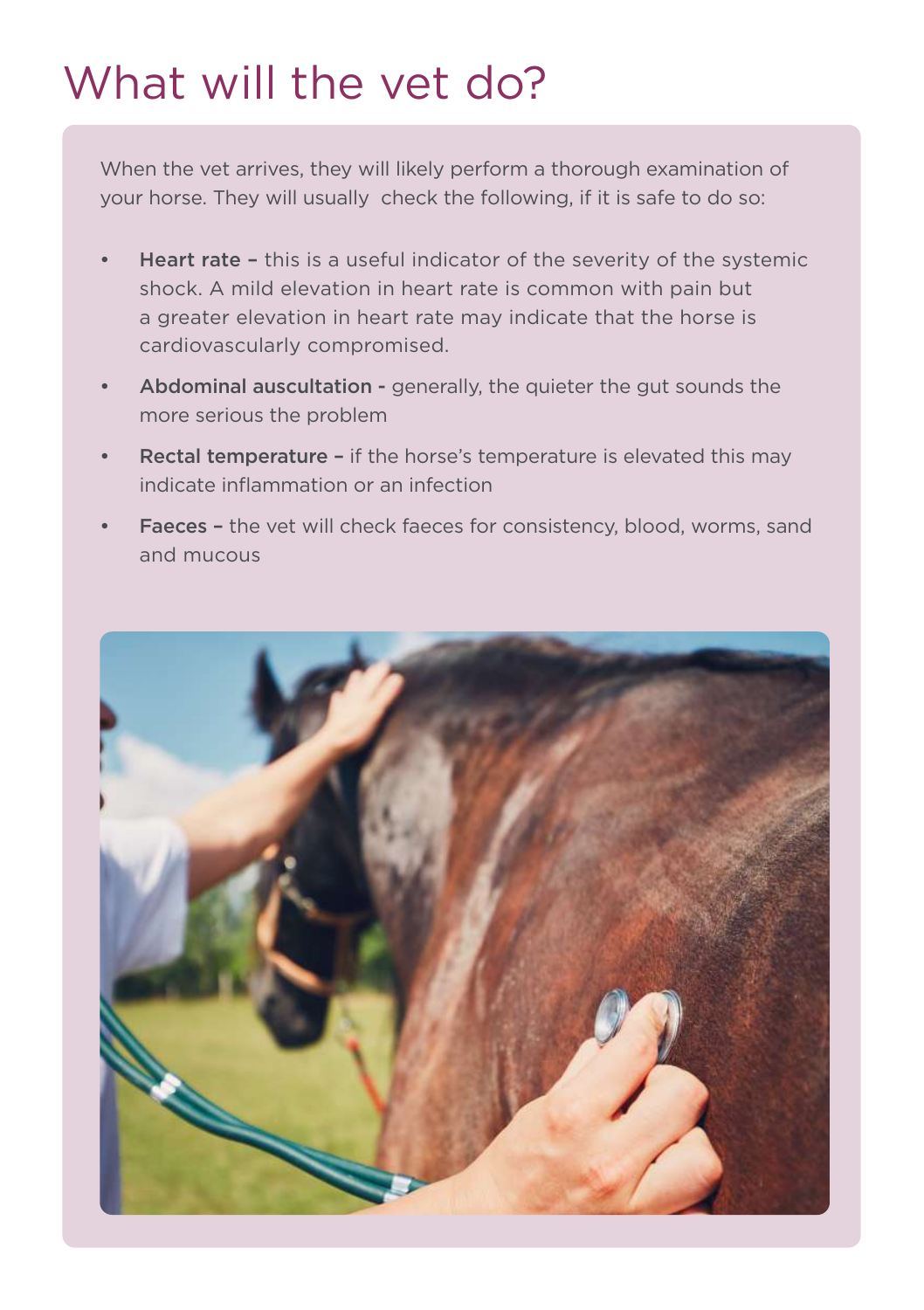# What will the vet do?

When the vet arrives, they will likely perform a thorough examination of your horse. They will usually  check the following, if it is safe to do so:

- **Heart rate –** this is a useful indicator of the severity of the systemic shock. A mild elevation in heart rate is common with pain but a greater elevation in heart rate may indicate that the horse is cardiovascularly compromised.
- **Abdominal auscultation -** generally, the quieter the gut sounds the more serious the problem
- **Rectal temperature –** if the horse's temperature is elevated this may indicate inflammation or an infection
- **Faeces –** the vet will check faeces for consistency, blood, worms, sand and mucous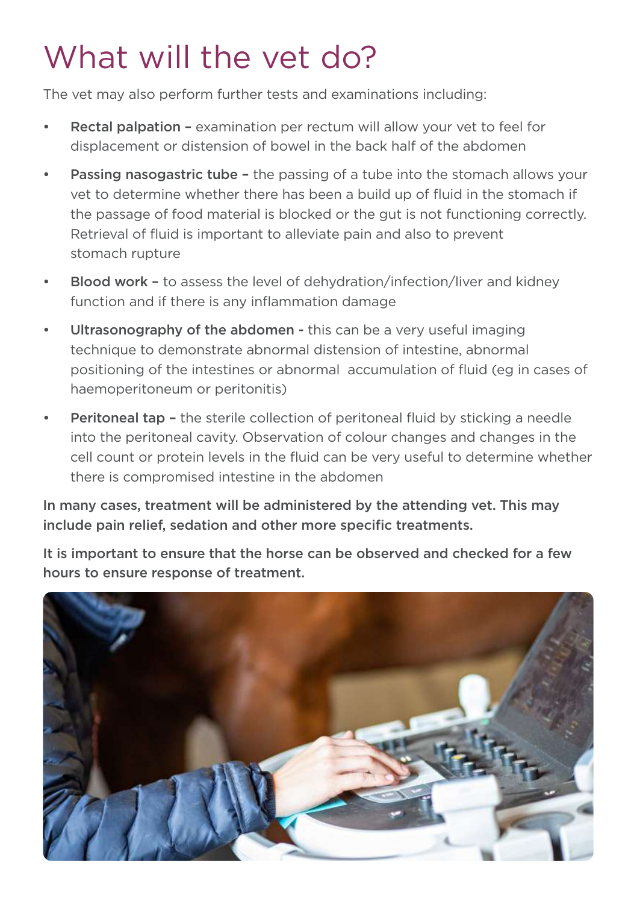# What will the vet do?

The vet may also perform further tests and examinations including:

- **Rectal palpation –** examination per rectum will allow your vet to feel for displacement or distension of bowel in the back half of the abdomen
- **Passing nasogastric tube –** the passing of a tube into the stomach allows your vet to determine whether there has been a build up of fluid in the stomach if the passage of food material is blocked or the gut is not functioning correctly. Retrieval of fluid is important to alleviate pain and also to prevent stomach rupture
- **Blood work –** to assess the level of dehydration/infection/liver and kidney function and if there is any inflammation damage
- **Ultrasonography of the abdomen -** this can be a very useful imaging technique to demonstrate abnormal distension of intestine, abnormal positioning of the intestines or abnormal accumulation of fluid (eg in cases of haemoperitoneum or peritonitis)
- **Peritoneal tap –** the sterile collection of peritoneal fluid by sticking a needle into the peritoneal cavity. Observation of colour changes and changes in the cell count or protein levels in the fluid can be very useful to determine whether there is compromised intestine in the abdomen

**In many cases, treatment will be administered by the attending vet. This may include pain relief, sedation and other more specific treatments.**

**It is important to ensure that the horse can be observed and checked for a few hours to ensure response of treatment.**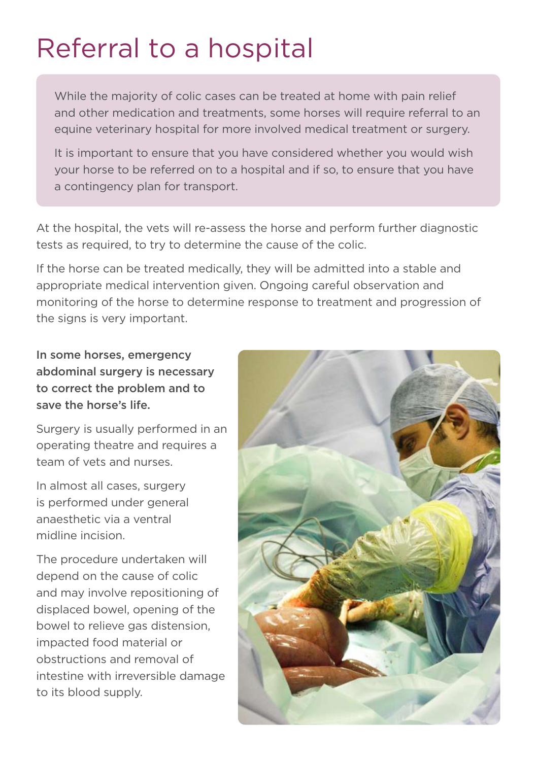# Referral to a hospital

While the majority of colic cases can be treated at home with pain relief and other medication and treatments, some horses will require referral to an equine veterinary hospital for more involved medical treatment or surgery.

It is important to ensure that you have considered whether you would wish your horse to be referred on to a hospital and if so, to ensure that you have a contingency plan for transport.

At the hospital, the vets will re-assess the horse and perform further diagnostic tests as required, to try to determine the cause of the colic.

If the horse can be treated medically, they will be admitted into a stable and appropriate medical intervention given. Ongoing careful observation and monitoring of the horse to determine response to treatment and progression of the signs is very important.

**In some horses, emergency abdominal surgery is necessary to correct the problem and to save the horse's life.**

Surgery is usually performed in an operating theatre and requires a team of vets and nurses.

In almost all cases, surgery is performed under general anaesthetic via a ventral midline incision.

The procedure undertaken will depend on the cause of colic and may involve repositioning of displaced bowel, opening of the bowel to relieve gas distension, impacted food material or obstructions and removal of intestine with irreversible damage to its blood supply.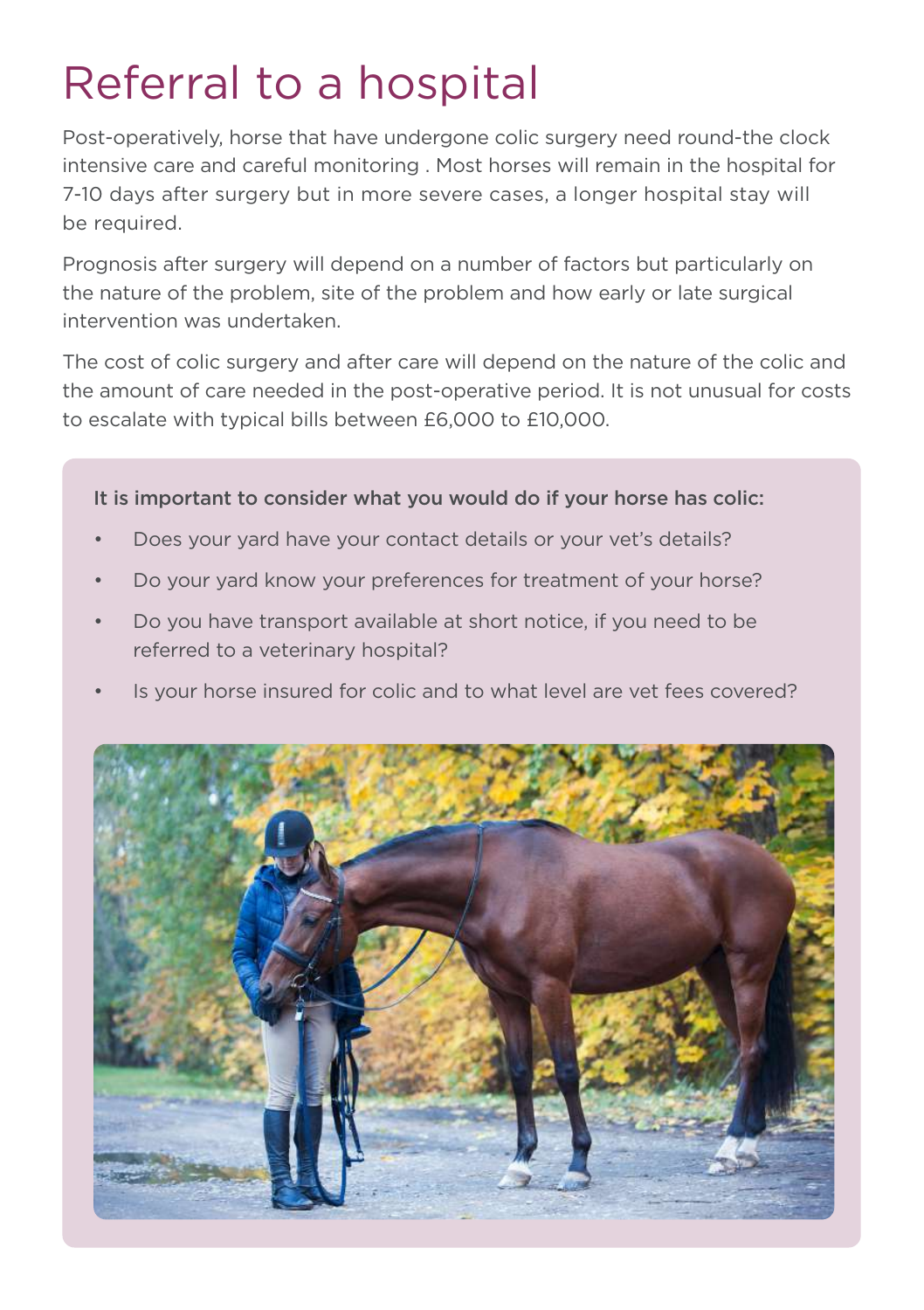# Referral to a hospital

Post-operatively, horse that have undergone colic surgery need round-the clock intensive care and careful monitoring . Most horses will remain in the hospital for 7-10 days after surgery but in more severe cases, a longer hospital stay will be required.

Prognosis after surgery will depend on a number of factors but particularly on the nature of the problem, site of the problem and how early or late surgical intervention was undertaken.

The cost of colic surgery and after care will depend on the nature of the colic and the amount of care needed in the post-operative period. It is not unusual for costs to escalate with typical bills between £6,000 to £10,000.

**It is important to consider what you would do if your horse has colic:**

- Does your yard have your contact details or your vet's details?
- Do your yard know your preferences for treatment of your horse?
- Do you have transport available at short notice, if you need to be referred to a veterinary hospital?
- Is your horse insured for colic and to what level are vet fees covered?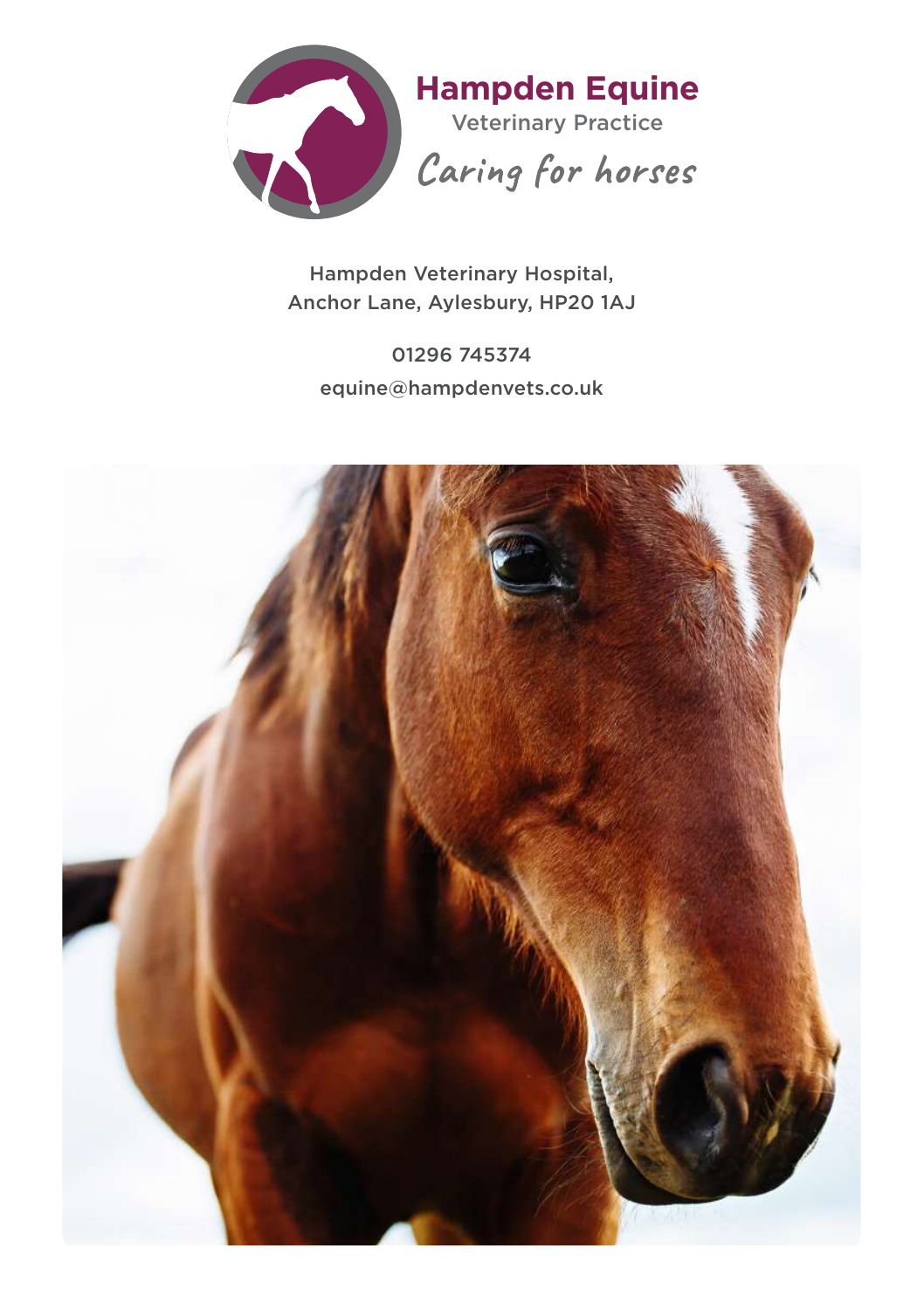**Hampden Equine**
Veterinary Practice
*Caring for horses*

Hampden Veterinary Hospital,
Anchor Lane, Aylesbury, HP20 1AJ

01296 745374
equine@hampdenvets.co.uk